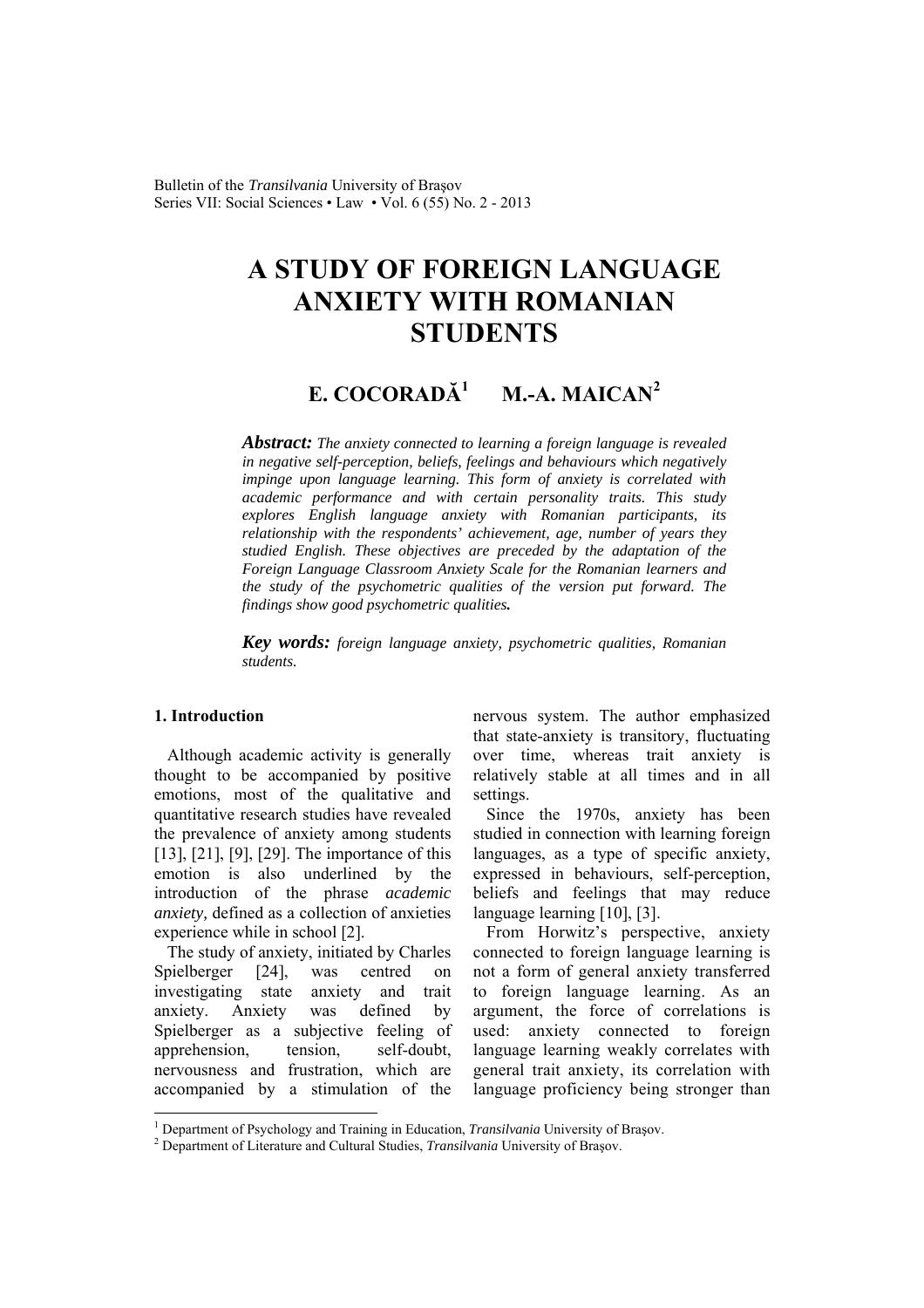# A STUDY OF FOREIGN LANGUAGE ANXIETY WITH ROMANIAN STUDENTS

**E. COCORADĂ[1]   M.-A. MAICAN[2]**

***Abstract:*** *The anxiety connected to learning a foreign language is revealed in negative self-perception, beliefs, feelings and behaviours which negatively impinge upon language learning. This form of anxiety is correlated with academic performance and with certain personality traits. This study explores English language anxiety with Romanian participants, its relationship with the respondents' achievement, age, number of years they studied English. These objectives are preceded by the adaptation of the Foreign Language Classroom Anxiety Scale for the Romanian learners and the study of the psychometric qualities of the version put forward. The findings show good psychometric qualities.*

***Key words:*** *foreign language anxiety, psychometric qualities, Romanian students.*

## 1. Introduction

Although academic activity is generally thought to be accompanied by positive emotions, most of the qualitative and quantitative research studies have revealed the prevalence of anxiety among students [13], [21], [9], [29]. The importance of this emotion is also underlined by the introduction of the phrase *academic anxiety,* defined as a collection of anxieties experience while in school [2].

The study of anxiety, initiated by Charles Spielberger [24], was centred on investigating state anxiety and trait anxiety. Anxiety was defined by Spielberger as a subjective feeling of apprehension, tension, self-doubt, nervousness and frustration, which are accompanied by a stimulation of the nervous system. The author emphasized that state-anxiety is transitory, fluctuating over time, whereas trait anxiety is relatively stable at all times and in all settings.

Since the 1970s, anxiety has been studied in connection with learning foreign languages, as a type of specific anxiety, expressed in behaviours, self-perception, beliefs and feelings that may reduce language learning [10], [3].

From Horwitz's perspective, anxiety connected to foreign language learning is not a form of general anxiety transferred to foreign language learning. As an argument, the force of correlations is used: anxiety connected to foreign language learning weakly correlates with general trait anxiety, its correlation with language proficiency being stronger than

---

[1] Department of Psychology and Training in Education, *Transilvania* University of Braşov.
[2] Department of Literature and Cultural Studies, *Transilvania* University of Braşov.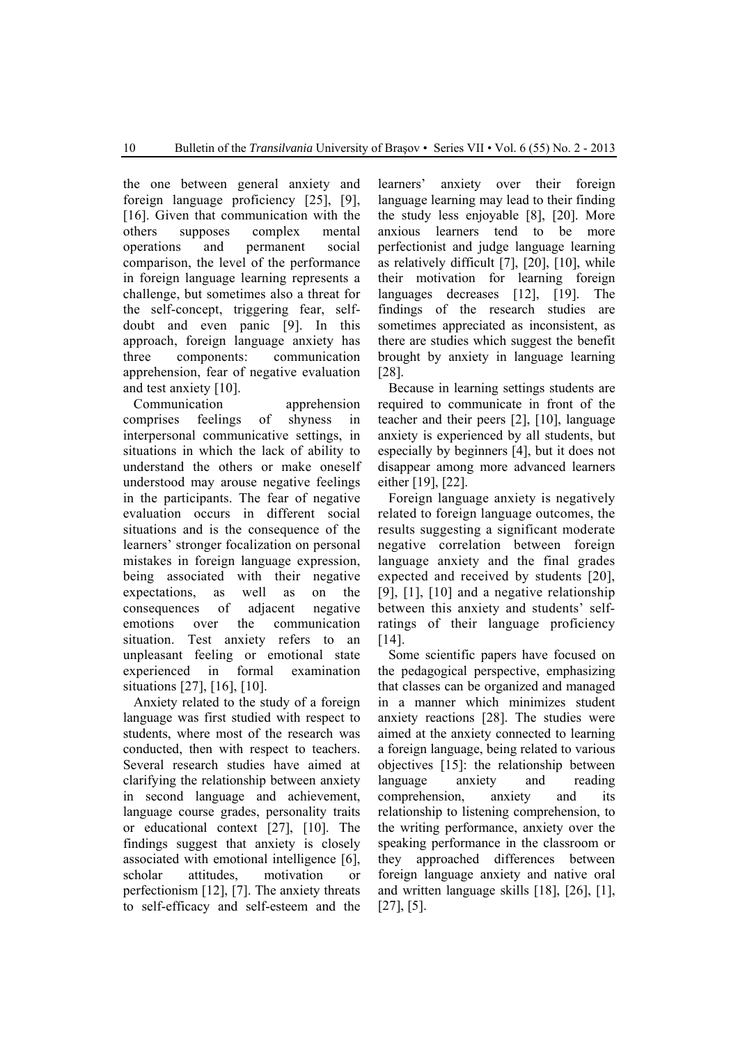the one between general anxiety and foreign language proficiency [25], [9], [16]. Given that communication with the others supposes complex mental operations and permanent social comparison, the level of the performance in foreign language learning represents a challenge, but sometimes also a threat for the self-concept, triggering fear, self-doubt and even panic [9]. In this approach, foreign language anxiety has three components: communication apprehension, fear of negative evaluation and test anxiety [10].

Communication apprehension comprises feelings of shyness in interpersonal communicative settings, in situations in which the lack of ability to understand the others or make oneself understood may arouse negative feelings in the participants. The fear of negative evaluation occurs in different social situations and is the consequence of the learners' stronger focalization on personal mistakes in foreign language expression, being associated with their negative expectations, as well as on the consequences of adjacent negative emotions over the communication situation. Test anxiety refers to an unpleasant feeling or emotional state experienced in formal examination situations [27], [16], [10].

Anxiety related to the study of a foreign language was first studied with respect to students, where most of the research was conducted, then with respect to teachers. Several research studies have aimed at clarifying the relationship between anxiety in second language and achievement, language course grades, personality traits or educational context [27], [10]. The findings suggest that anxiety is closely associated with emotional intelligence [6], scholar attitudes, motivation or perfectionism [12], [7]. The anxiety threats to self-efficacy and self-esteem and the learners' anxiety over their foreign language learning may lead to their finding the study less enjoyable [8], [20]. More anxious learners tend to be more perfectionist and judge language learning as relatively difficult [7], [20], [10], while their motivation for learning foreign languages decreases [12], [19]. The findings of the research studies are sometimes appreciated as inconsistent, as there are studies which suggest the benefit brought by anxiety in language learning [28].

Because in learning settings students are required to communicate in front of the teacher and their peers [2], [10], language anxiety is experienced by all students, but especially by beginners [4], but it does not disappear among more advanced learners either [19], [22].

Foreign language anxiety is negatively related to foreign language outcomes, the results suggesting a significant moderate negative correlation between foreign language anxiety and the final grades expected and received by students [20], [9], [1], [10] and a negative relationship between this anxiety and students' self-ratings of their language proficiency [14].

Some scientific papers have focused on the pedagogical perspective, emphasizing that classes can be organized and managed in a manner which minimizes student anxiety reactions [28]. The studies were aimed at the anxiety connected to learning a foreign language, being related to various objectives [15]: the relationship between language anxiety and reading comprehension, anxiety and its relationship to listening comprehension, to the writing performance, anxiety over the speaking performance in the classroom or they approached differences between foreign language anxiety and native oral and written language skills [18], [26], [1], [27], [5].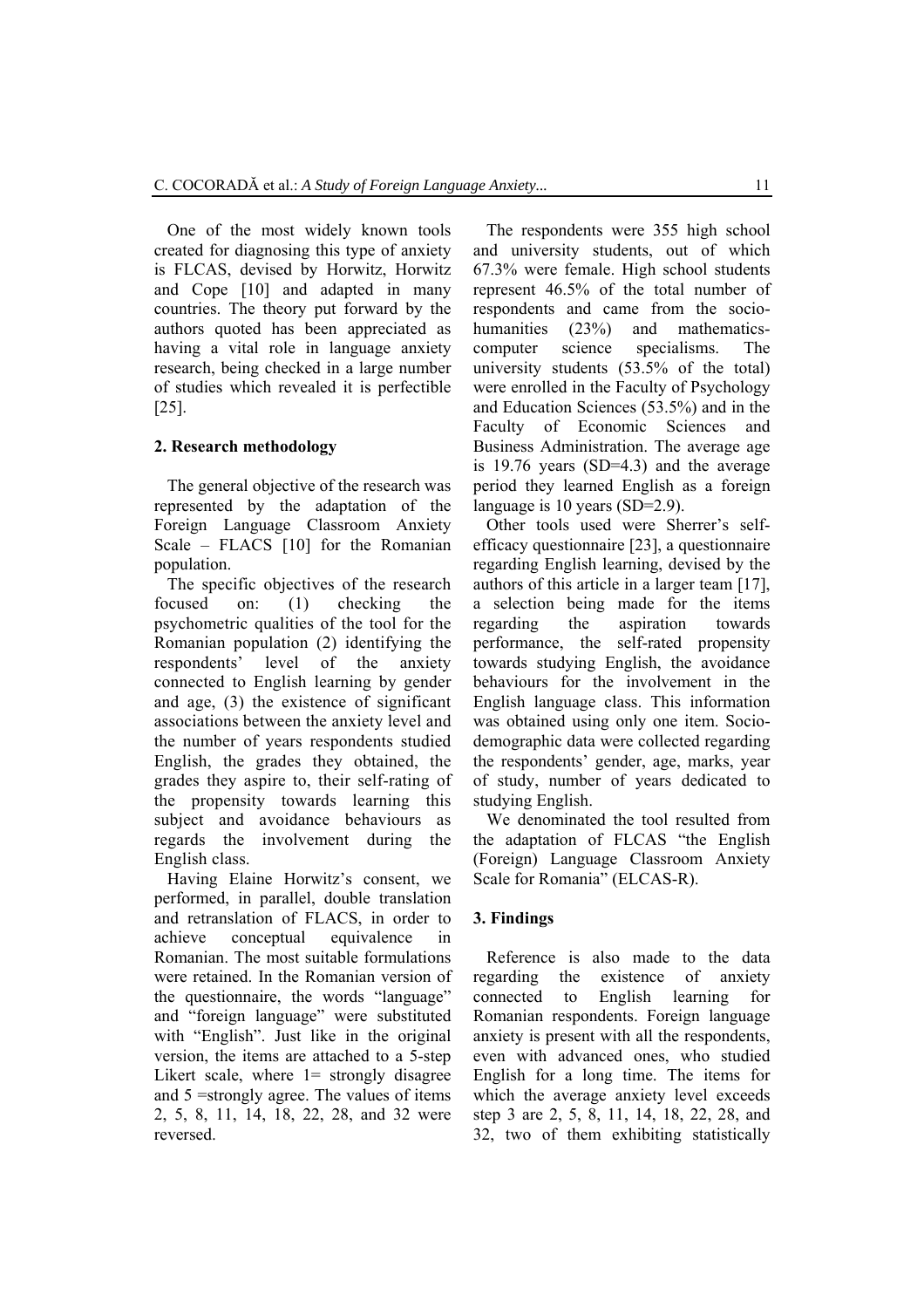One of the most widely known tools created for diagnosing this type of anxiety is FLCAS, devised by Horwitz, Horwitz and Cope [10] and adapted in many countries. The theory put forward by the authors quoted has been appreciated as having a vital role in language anxiety research, being checked in a large number of studies which revealed it is perfectible [25].

## 2. Research methodology

The general objective of the research was represented by the adaptation of the Foreign Language Classroom Anxiety Scale – FLACS [10] for the Romanian population.

The specific objectives of the research focused on: (1) checking the psychometric qualities of the tool for the Romanian population (2) identifying the respondents' level of the anxiety connected to English learning by gender and age, (3) the existence of significant associations between the anxiety level and the number of years respondents studied English, the grades they obtained, the grades they aspire to, their self-rating of the propensity towards learning this subject and avoidance behaviours as regards the involvement during the English class.

Having Elaine Horwitz's consent, we performed, in parallel, double translation and retranslation of FLACS, in order to achieve conceptual equivalence in Romanian. The most suitable formulations were retained. In the Romanian version of the questionnaire, the words "language" and "foreign language" were substituted with "English". Just like in the original version, the items are attached to a 5-step Likert scale, where 1= strongly disagree and 5 =strongly agree. The values of items 2, 5, 8, 11, 14, 18, 22, 28, and 32 were reversed.

The respondents were 355 high school and university students, out of which 67.3% were female. High school students represent 46.5% of the total number of respondents and came from the socio-humanities (23%) and mathematics-computer science specialisms. The university students (53.5% of the total) were enrolled in the Faculty of Psychology and Education Sciences (53.5%) and in the Faculty of Economic Sciences and Business Administration. The average age is 19.76 years (SD=4.3) and the average period they learned English as a foreign language is 10 years (SD=2.9).

Other tools used were Sherrer's self-efficacy questionnaire [23], a questionnaire regarding English learning, devised by the authors of this article in a larger team [17], a selection being made for the items regarding the aspiration towards performance, the self-rated propensity towards studying English, the avoidance behaviours for the involvement in the English language class. This information was obtained using only one item. Socio-demographic data were collected regarding the respondents' gender, age, marks, year of study, number of years dedicated to studying English.

We denominated the tool resulted from the adaptation of FLCAS "the English (Foreign) Language Classroom Anxiety Scale for Romania" (ELCAS-R).

## 3. Findings

Reference is also made to the data regarding the existence of anxiety connected to English learning for Romanian respondents. Foreign language anxiety is present with all the respondents, even with advanced ones, who studied English for a long time. The items for which the average anxiety level exceeds step 3 are 2, 5, 8, 11, 14, 18, 22, 28, and 32, two of them exhibiting statistically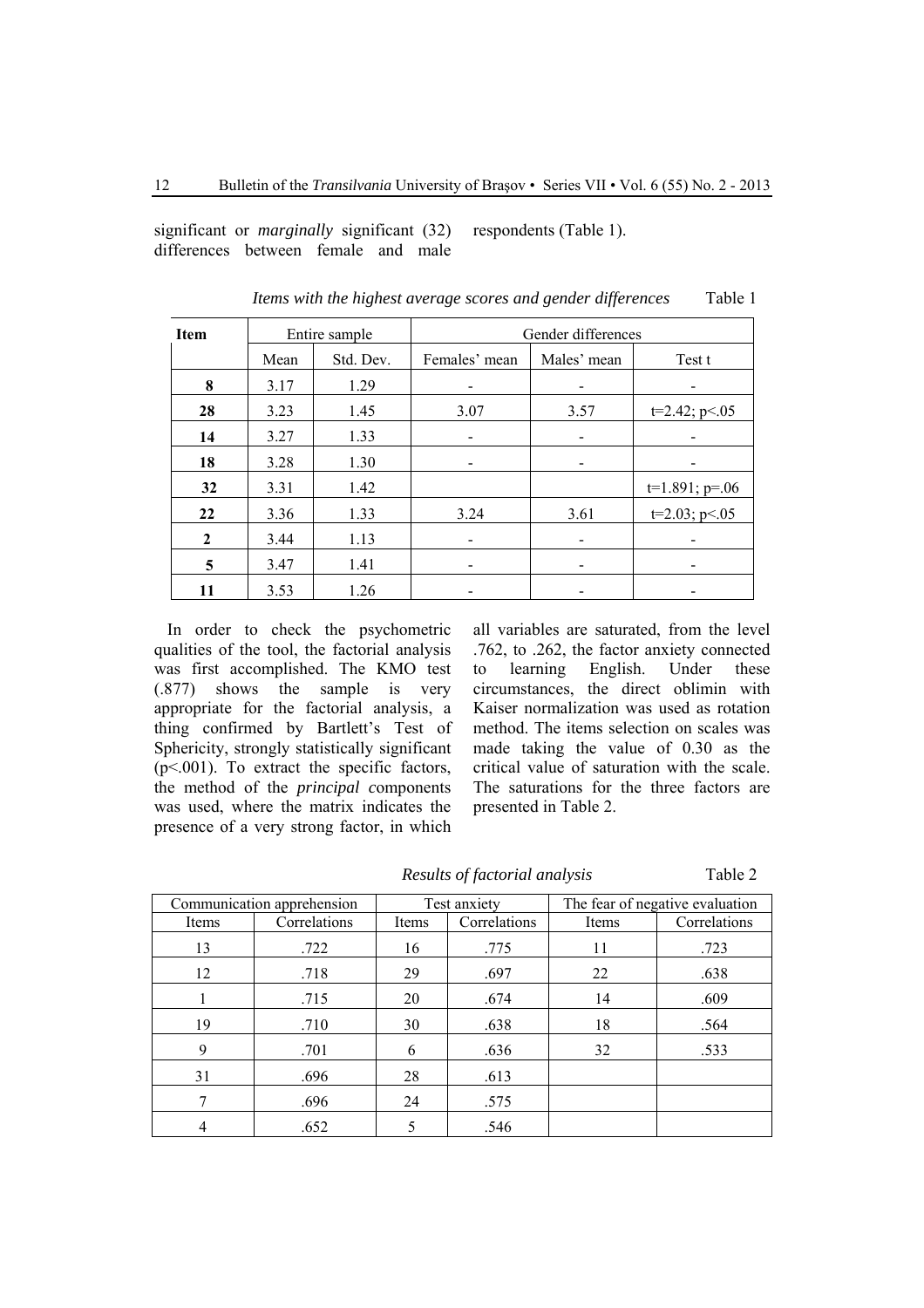significant or *marginally* significant (32) differences between female and male respondents (Table 1).

*Items with the highest average scores and gender differences* Table 1

| Item | Entire sample | | Gender differences | | |
|---|---|---|---|---|---|
| | Mean | Std. Dev. | Females' mean | Males' mean | Test t |
| **8** | 3.17 | 1.29 | - | - | - |
| **28** | 3.23 | 1.45 | 3.07 | 3.57 | t=2.42; p<.05 |
| **14** | 3.27 | 1.33 | - | - | - |
| **18** | 3.28 | 1.30 | - | - | - |
| **32** | 3.31 | 1.42 | | | t=1.891; p=.06 |
| **22** | 3.36 | 1.33 | 3.24 | 3.61 | t=2.03; p<.05 |
| **2** | 3.44 | 1.13 | - | - | - |
| **5** | 3.47 | 1.41 | - | - | - |
| **11** | 3.53 | 1.26 | - | - | - |

In order to check the psychometric qualities of the tool, the factorial analysis was first accomplished. The KMO test (.877) shows the sample is very appropriate for the factorial analysis, a thing confirmed by Bartlett's Test of Sphericity, strongly statistically significant (p<.001). To extract the specific factors, the method of the *principal c*omponents was used, where the matrix indicates the presence of a very strong factor, in which all variables are saturated, from the level .762, to .262, the factor anxiety connected to learning English. Under these circumstances, the direct oblimin with Kaiser normalization was used as rotation method. The items selection on scales was made taking the value of 0.30 as the critical value of saturation with the scale. The saturations for the three factors are presented in Table 2.

*Results of factorial analysis* Table 2

| Communication apprehension | | Test anxiety | | The fear of negative evaluation | |
|---|---|---|---|---|---|
| Items | Correlations | Items | Correlations | Items | Correlations |
| 13 | .722 | 16 | .775 | 11 | .723 |
| 12 | .718 | 29 | .697 | 22 | .638 |
| 1 | .715 | 20 | .674 | 14 | .609 |
| 19 | .710 | 30 | .638 | 18 | .564 |
| 9 | .701 | 6 | .636 | 32 | .533 |
| 31 | .696 | 28 | .613 | | |
| 7 | .696 | 24 | .575 | | |
| 4 | .652 | 5 | .546 | | |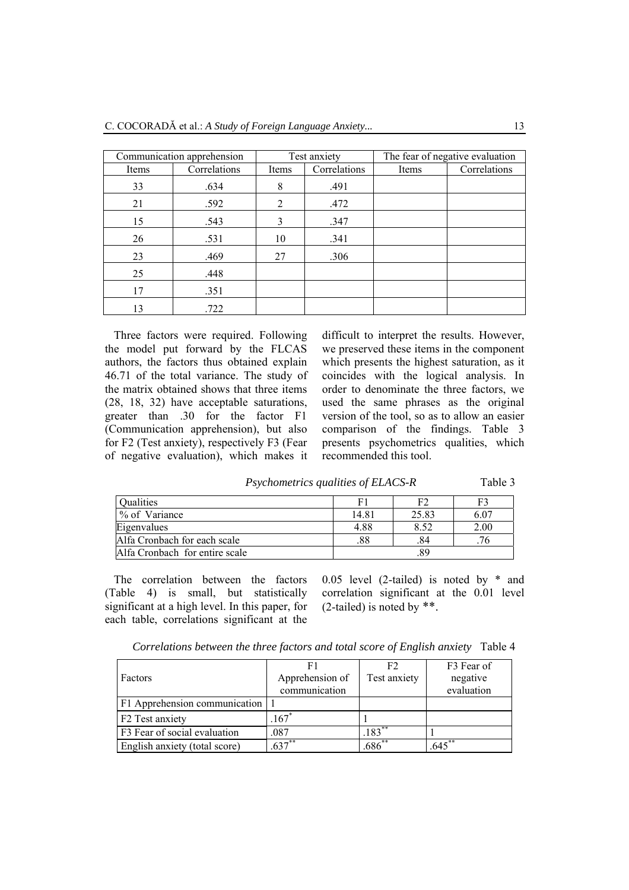| Communication apprehension | | Test anxiety | | The fear of negative evaluation | |
|---|---|---|---|---|---|
| Items | Correlations | Items | Correlations | Items | Correlations |
| 33 | .634 | 8 | .491 | | |
| 21 | .592 | 2 | .472 | | |
| 15 | .543 | 3 | .347 | | |
| 26 | .531 | 10 | .341 | | |
| 23 | .469 | 27 | .306 | | |
| 25 | .448 | | | | |
| 17 | .351 | | | | |
| 13 | .722 | | | | |

Three factors were required. Following the model put forward by the FLCAS authors, the factors thus obtained explain 46.71 of the total variance. The study of the matrix obtained shows that three items (28, 18, 32) have acceptable saturations, greater than .30 for the factor F1 (Communication apprehension), but also for F2 (Test anxiety), respectively F3 (Fear of negative evaluation), which makes it difficult to interpret the results. However, we preserved these items in the component which presents the highest saturation, as it coincides with the logical analysis. In order to denominate the three factors, we used the same phrases as the original version of the tool, so as to allow an easier comparison of the findings. Table 3 presents psychometrics qualities, which recommended this tool.

*Psychometrics qualities of ELACS-R* Table 3

| Qualities | F1 | F2 | F3 |
|---|---|---|---|
| % of Variance | 14.81 | 25.83 | 6.07 |
| Eigenvalues | 4.88 | 8.52 | 2.00 |
| Alfa Cronbach for each scale | .88 | .84 | .76 |
| Alfa Cronbach for entire scale | .89 | | |

The correlation between the factors (Table 4) is small, but statistically significant at a high level. In this paper, for each table, correlations significant at the 0.05 level (2-tailed) is noted by * and correlation significant at the 0.01 level (2-tailed) is noted by **.

*Correlations between the three factors and total score of English anxiety* Table 4

| Factors | F1 Apprehension of communication | F2 Test anxiety | F3 Fear of negative evaluation |
|---|---|---|---|
| F1 Apprehension communication | 1 | | |
| F2 Test anxiety | .167* | 1 | |
| F3 Fear of social evaluation | .087 | .183** | 1 |
| English anxiety (total score) | .637** | .686** | .645** |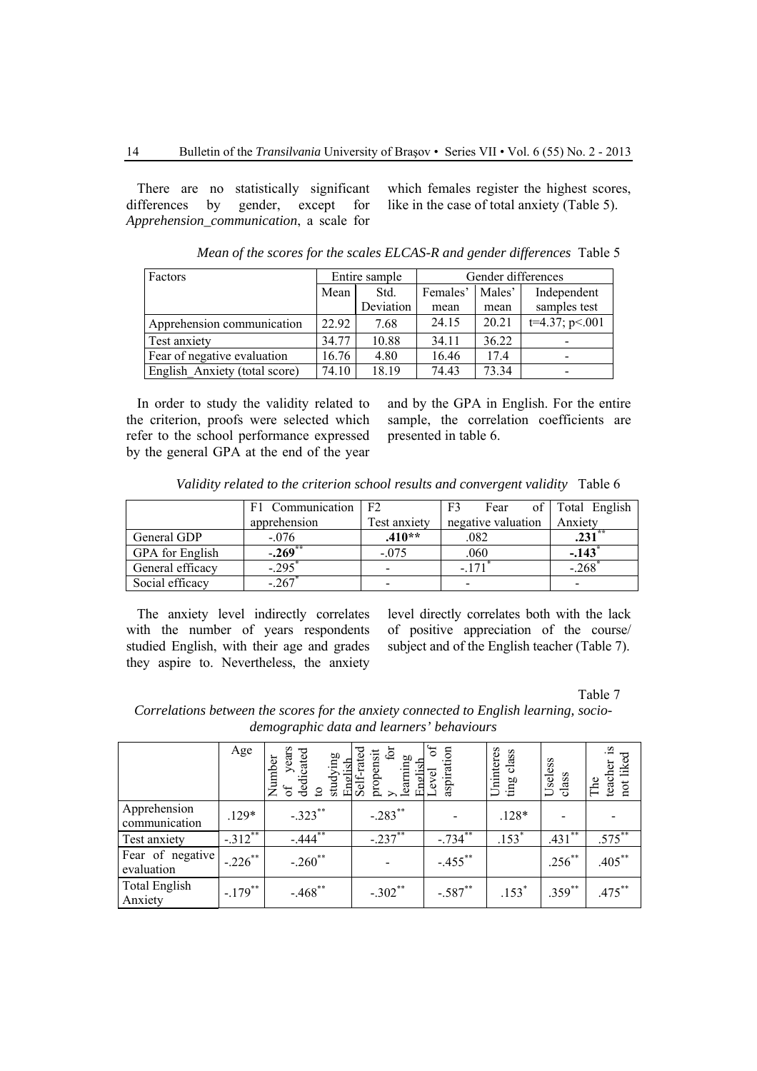There are no statistically significant differences by gender, except for *Apprehension_communication*, a scale for which females register the highest scores, like in the case of total anxiety (Table 5).

*Mean of the scores for the scales ELCAS-R and gender differences* Table 5

| Factors | Entire sample | | Gender differences | | |
|---|---|---|---|---|---|
| | Mean | Std. Deviation | Females' mean | Males' mean | Independent samples test |
| Apprehension communication | 22.92 | 7.68 | 24.15 | 20.21 | $t=4.37$; $p<.001$ |
| Test anxiety | 34.77 | 10.88 | 34.11 | 36.22 | - |
| Fear of negative evaluation | 16.76 | 4.80 | 16.46 | 17.4 | - |
| English_Anxiety (total score) | 74.10 | 18.19 | 74.43 | 73.34 | - |

In order to study the validity related to the criterion, proofs were selected which refer to the school performance expressed by the general GPA at the end of the year and by the GPA in English. For the entire sample, the correlation coefficients are presented in table 6.

*Validity related to the criterion school results and convergent validity* Table 6

| | F1 Communication apprehension | F2 Test anxiety | F3 Fear of negative valuation | Total English Anxiety |
|---|---|---|---|---|
| General GDP | -.076 | **.410\*\*** | .082 | **.231\*\*** |
| GPA for English | **-.269\*\*** | -.075 | .060 | **-.143\*** |
| General efficacy | -.295\* | - | -.171\* | -.268\* |
| Social efficacy | -.267\* | - | - | - |

The anxiety level indirectly correlates with the number of years respondents studied English, with their age and grades they aspire to. Nevertheless, the anxiety level directly correlates both with the lack of positive appreciation of the course/ subject and of the English teacher (Table 7).

Table 7

*Correlations between the scores for the anxiety connected to English learning, socio-demographic data and learners' behaviours*

| | Age | Number of years dedicated to studying English | Self-rated propensity for learning English | Level of aspiration | Uninteresting class | Useless class | The teacher is not liked |
|---|---|---|---|---|---|---|---|
| Apprehension communication | .129\* | -.323\*\* | -.283\*\* | - | .128\* | - | - |
| Test anxiety | -.312\*\* | -.444\*\* | -.237\*\* | -.734\*\* | .153\* | .431\*\* | .575\*\* |
| Fear of negative evaluation | -.226\*\* | -.260\*\* | - | -.455\*\* | | .256\*\* | .405\*\* |
| Total English Anxiety | -.179\*\* | -.468\*\* | -.302\*\* | -.587\*\* | .153\* | .359\*\* | .475\*\* |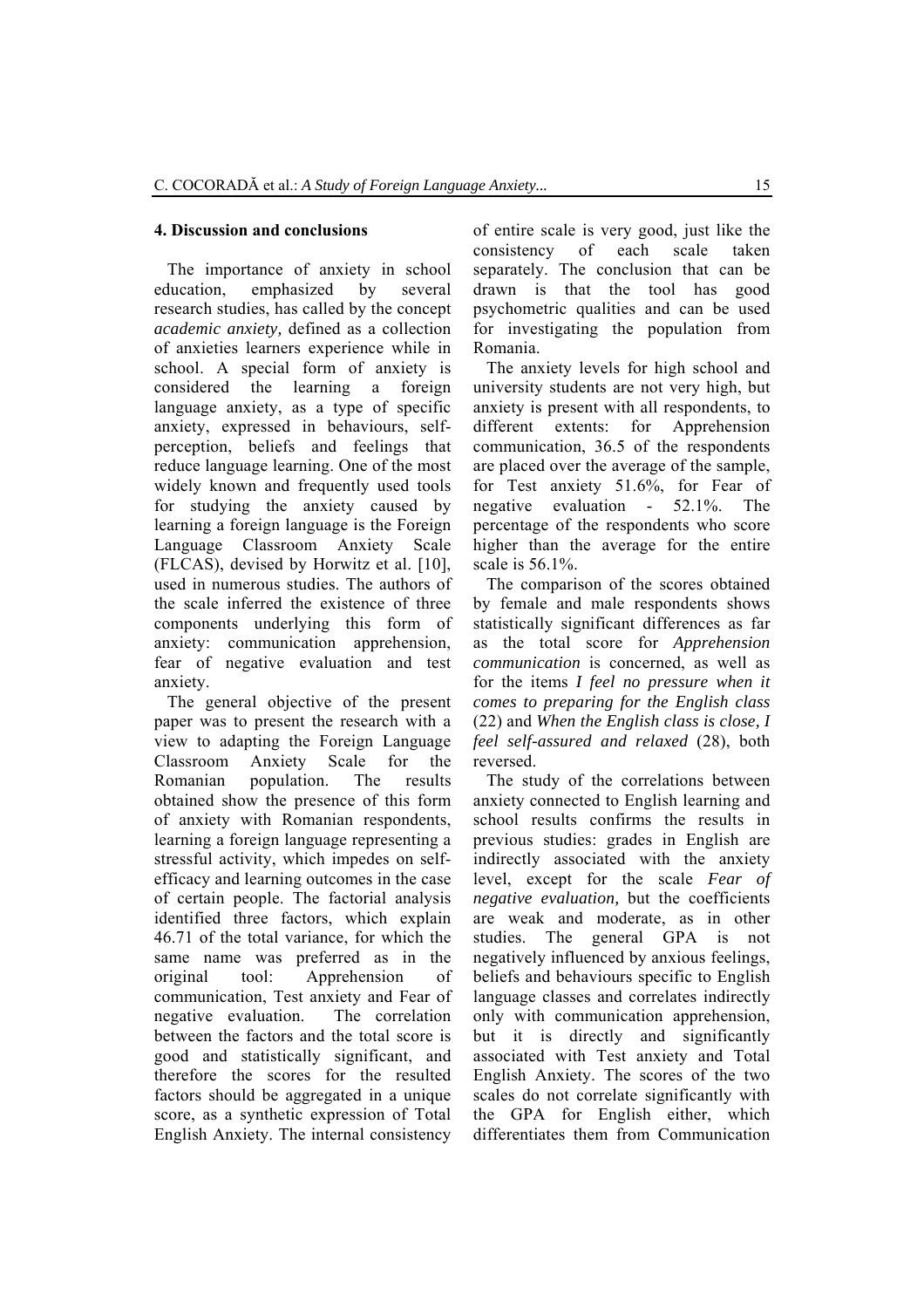## 4. Discussion and conclusions

The importance of anxiety in school education, emphasized by several research studies, has called by the concept *academic anxiety,* defined as a collection of anxieties learners experience while in school. A special form of anxiety is considered the learning a foreign language anxiety, as a type of specific anxiety, expressed in behaviours, self-perception, beliefs and feelings that reduce language learning. One of the most widely known and frequently used tools for studying the anxiety caused by learning a foreign language is the Foreign Language Classroom Anxiety Scale (FLCAS), devised by Horwitz et al. [10], used in numerous studies. The authors of the scale inferred the existence of three components underlying this form of anxiety: communication apprehension, fear of negative evaluation and test anxiety.

The general objective of the present paper was to present the research with a view to adapting the Foreign Language Classroom Anxiety Scale for the Romanian population. The results obtained show the presence of this form of anxiety with Romanian respondents, learning a foreign language representing a stressful activity, which impedes on self-efficacy and learning outcomes in the case of certain people. The factorial analysis identified three factors, which explain 46.71 of the total variance, for which the same name was preferred as in the original tool: Apprehension of communication, Test anxiety and Fear of negative evaluation. The correlation between the factors and the total score is good and statistically significant, and therefore the scores for the resulted factors should be aggregated in a unique score, as a synthetic expression of Total English Anxiety. The internal consistency of entire scale is very good, just like the consistency of each scale taken separately. The conclusion that can be drawn is that the tool has good psychometric qualities and can be used for investigating the population from Romania.

The anxiety levels for high school and university students are not very high, but anxiety is present with all respondents, to different extents: for Apprehension communication, 36.5 of the respondents are placed over the average of the sample, for Test anxiety 51.6%, for Fear of negative evaluation - 52.1%. The percentage of the respondents who score higher than the average for the entire scale is 56.1%.

The comparison of the scores obtained by female and male respondents shows statistically significant differences as far as the total score for *Apprehension communication* is concerned, as well as for the items *I feel no pressure when it comes to preparing for the English class* (22) and *When the English class is close, I feel self-assured and relaxed* (28), both reversed.

The study of the correlations between anxiety connected to English learning and school results confirms the results in previous studies: grades in English are indirectly associated with the anxiety level, except for the scale *Fear of negative evaluation,* but the coefficients are weak and moderate, as in other studies. The general GPA is not negatively influenced by anxious feelings, beliefs and behaviours specific to English language classes and correlates indirectly only with communication apprehension, but it is directly and significantly associated with Test anxiety and Total English Anxiety. The scores of the two scales do not correlate significantly with the GPA for English either, which differentiates them from Communication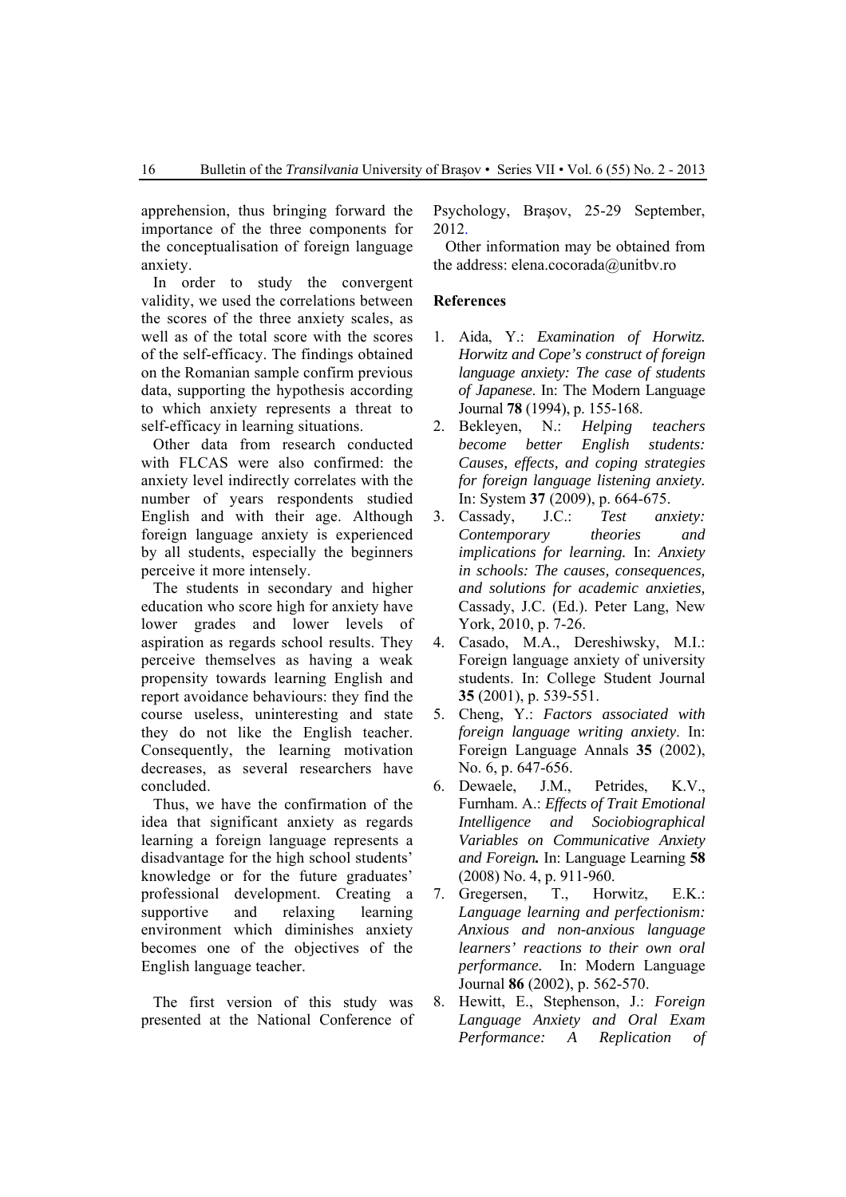apprehension, thus bringing forward the importance of the three components for the conceptualisation of foreign language anxiety.

In order to study the convergent validity, we used the correlations between the scores of the three anxiety scales, as well as of the total score with the scores of the self-efficacy. The findings obtained on the Romanian sample confirm previous data, supporting the hypothesis according to which anxiety represents a threat to self-efficacy in learning situations.

Other data from research conducted with FLCAS were also confirmed: the anxiety level indirectly correlates with the number of years respondents studied English and with their age. Although foreign language anxiety is experienced by all students, especially the beginners perceive it more intensely.

The students in secondary and higher education who score high for anxiety have lower grades and lower levels of aspiration as regards school results. They perceive themselves as having a weak propensity towards learning English and report avoidance behaviours: they find the course useless, uninteresting and state they do not like the English teacher. Consequently, the learning motivation decreases, as several researchers have concluded.

Thus, we have the confirmation of the idea that significant anxiety as regards learning a foreign language represents a disadvantage for the high school students' knowledge or for the future graduates' professional development. Creating a supportive and relaxing learning environment which diminishes anxiety becomes one of the objectives of the English language teacher.

The first version of this study was presented at the National Conference of Psychology, Braşov, 25-29 September, 2012.

Other information may be obtained from the address: elena.cocorada@unitbv.ro

## References

1. Aida, Y.: *Examination of Horwitz. Horwitz and Cope's construct of foreign language anxiety: The case of students of Japanese*. In: The Modern Language Journal **78** (1994), p. 155-168.
2. Bekleyen, N.: *Helping teachers become better English students: Causes, effects, and coping strategies for foreign language listening anxiety.* In: System **37** (2009), p. 664-675.
3. Cassady, J.C.: *Test anxiety: Contemporary theories and implications for learning.* In: *Anxiety in schools: The causes, consequences, and solutions for academic anxieties,* Cassady, J.C. (Ed.). Peter Lang, New York, 2010, p. 7-26.
4. Casado, M.A., Dereshiwsky, M.I.: Foreign language anxiety of university students. In: College Student Journal **35** (2001), p. 539-551.
5. Cheng, Y.: *Factors associated with foreign language writing anxiety*. In: Foreign Language Annals **35** (2002), No. 6, p. 647-656.
6. Dewaele, J.M., Petrides, K.V., Furnham. A.: *Effects of Trait Emotional Intelligence and Sociobiographical Variables on Communicative Anxiety and Foreign.* In: Language Learning **58** (2008) No. 4, p. 911-960.
7. Gregersen, T., Horwitz, E.K.: *Language learning and perfectionism: Anxious and non-anxious language learners' reactions to their own oral performance.* In: Modern Language Journal **86** (2002), p. 562-570.
8. Hewitt, E., Stephenson, J.: *Foreign Language Anxiety and Oral Exam Performance: A Replication of*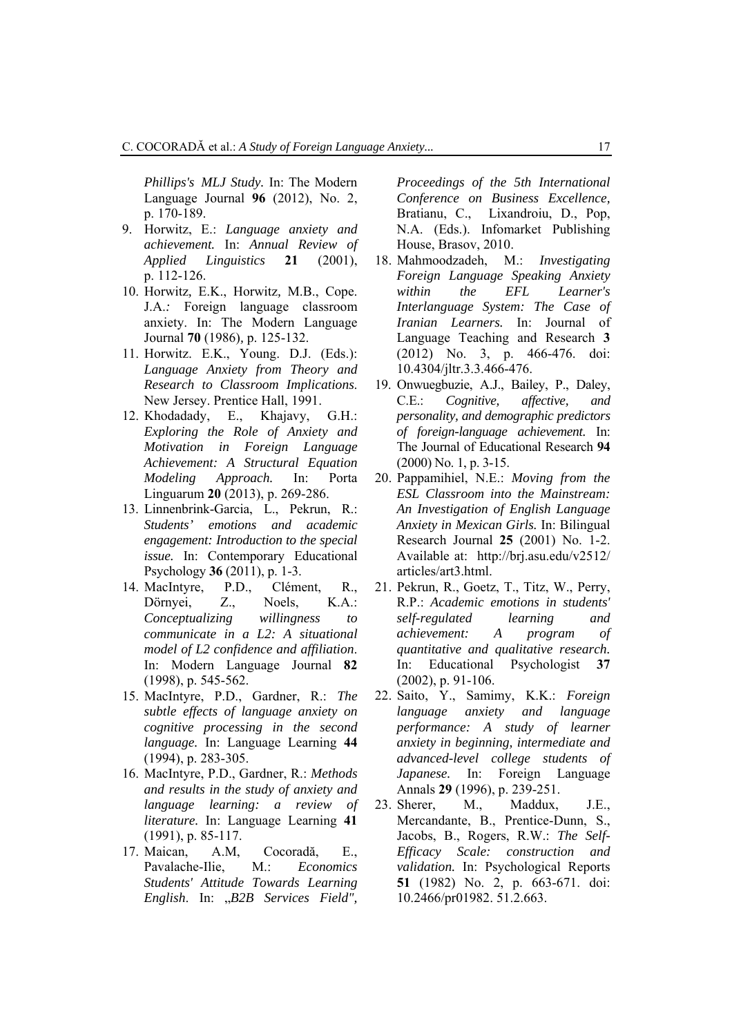*Phillips's MLJ Study.* In: The Modern Language Journal **96** (2012), No. 2, p. 170-189.

9. Horwitz, E.: *Language anxiety and achievement.* In: *Annual Review of Applied Linguistics* **21** (2001), p. 112-126.
10. Horwitz, E.K., Horwitz, M.B., Cope. J.A.: Foreign language classroom anxiety. In: The Modern Language Journal **70** (1986), p. 125-132.
11. Horwitz. E.K., Young. D.J. (Eds.): *Language Anxiety from Theory and Research to Classroom Implications.* New Jersey. Prentice Hall, 1991.
12. Khodadady, E., Khajavy, G.H.: *Exploring the Role of Anxiety and Motivation in Foreign Language Achievement: A Structural Equation Modeling Approach.* In: Porta Linguarum **20** (2013), p. 269-286.
13. Linnenbrink-Garcia, L., Pekrun, R.: *Students' emotions and academic engagement: Introduction to the special issue.* In: Contemporary Educational Psychology **36** (2011), p. 1-3.
14. MacIntyre, P.D., Clément, R., Dörnyei, Z., Noels, K.A.: *Conceptualizing willingness to communicate in a L2: A situational model of L2 confidence and affiliation*. In: Modern Language Journal **82** (1998), p. 545-562.
15. MacIntyre, P.D., Gardner, R.: *The subtle effects of language anxiety on cognitive processing in the second language.* In: Language Learning **44** (1994), p. 283-305.
16. MacIntyre, P.D., Gardner, R.: *Methods and results in the study of anxiety and language learning: a review of literature.* In: Language Learning **41** (1991), p. 85-117.
17. Maican, A.M, Cocoradă, E., Pavalache-Ilie, M.: *Economics Students' Attitude Towards Learning English*. In: „*B2B Services Field", Proceedings of the 5th International Conference on Business Excellence*, Bratianu, C., Lixandroiu, D., Pop, N.A. (Eds.). Infomarket Publishing House, Brasov, 2010.
18. Mahmoodzadeh, M.: *Investigating Foreign Language Speaking Anxiety within the EFL Learner's Interlanguage System: The Case of Iranian Learners.* In: Journal of Language Teaching and Research **3** (2012) No. 3, p. 466-476. doi: 10.4304/jltr.3.3.466-476.
19. Onwuegbuzie, A.J., Bailey, P., Daley, C.E.: *Cognitive, affective, and personality, and demographic predictors of foreign-language achievement.* In: The Journal of Educational Research **94** (2000) No. 1, p. 3-15.
20. Pappamihiel, N.E.: *Moving from the ESL Classroom into the Mainstream: An Investigation of English Language Anxiety in Mexican Girls.* In: Bilingual Research Journal **25** (2001) No. 1-2. Available at: http://brj.asu.edu/v2512/articles/art3.html.
21. Pekrun, R., Goetz, T., Titz, W., Perry, R.P.: *Academic emotions in students' self-regulated learning and achievement: A program of quantitative and qualitative research.* In: Educational Psychologist **37** (2002), p. 91-106.
22. Saito, Y., Samimy, K.K.: *Foreign language anxiety and language performance: A study of learner anxiety in beginning, intermediate and advanced-level college students of Japanese.* In: Foreign Language Annals **29** (1996), p. 239-251.
23. Sherer, M., Maddux, J.E., Mercandante, B., Prentice-Dunn, S., Jacobs, B., Rogers, R.W.: *The Self-Efficacy Scale: construction and validation.* In: Psychological Reports **51** (1982) No. 2, p. 663-671. doi: 10.2466/pr01982. 51.2.663.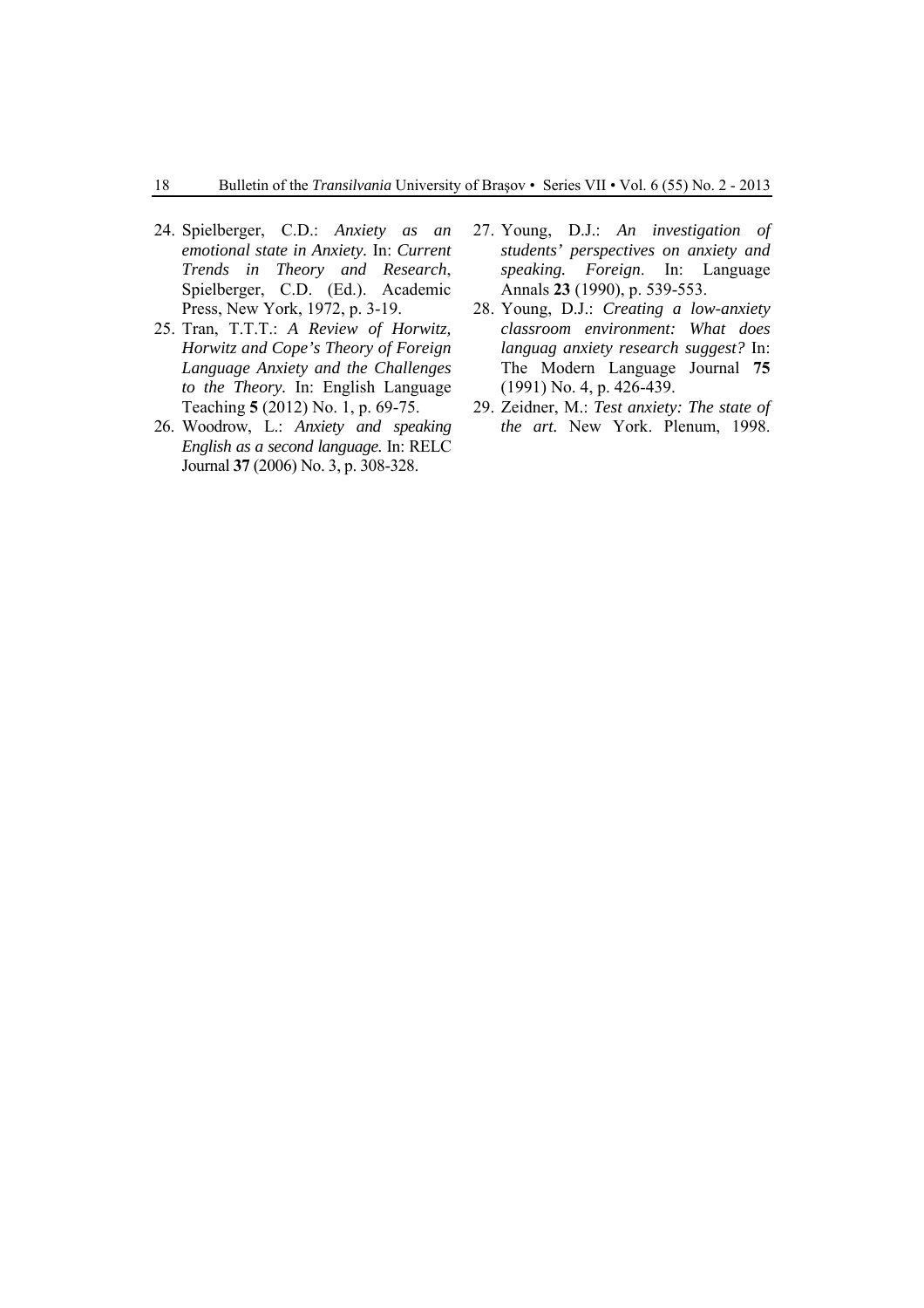24. Spielberger, C.D.: *Anxiety as an emotional state in Anxiety.* In: *Current Trends in Theory and Research*, Spielberger, C.D. (Ed.). Academic Press, New York, 1972, p. 3-19.
25. Tran, T.T.T.: *A Review of Horwitz, Horwitz and Cope's Theory of Foreign Language Anxiety and the Challenges to the Theory.* In: English Language Teaching **5** (2012) No. 1, p. 69-75.
26. Woodrow, L.: *Anxiety and speaking English as a second language.* In: RELC Journal **37** (2006) No. 3, p. 308-328.
27. Young, D.J.: *An investigation of students' perspectives on anxiety and speaking. Foreign*. In: Language Annals **23** (1990), p. 539-553.
28. Young, D.J.: *Creating a low-anxiety classroom environment: What does languag anxiety research suggest?* In: The Modern Language Journal **75** (1991) No. 4, p. 426-439.
29. Zeidner, M.: *Test anxiety: The state of the art.* New York. Plenum, 1998.